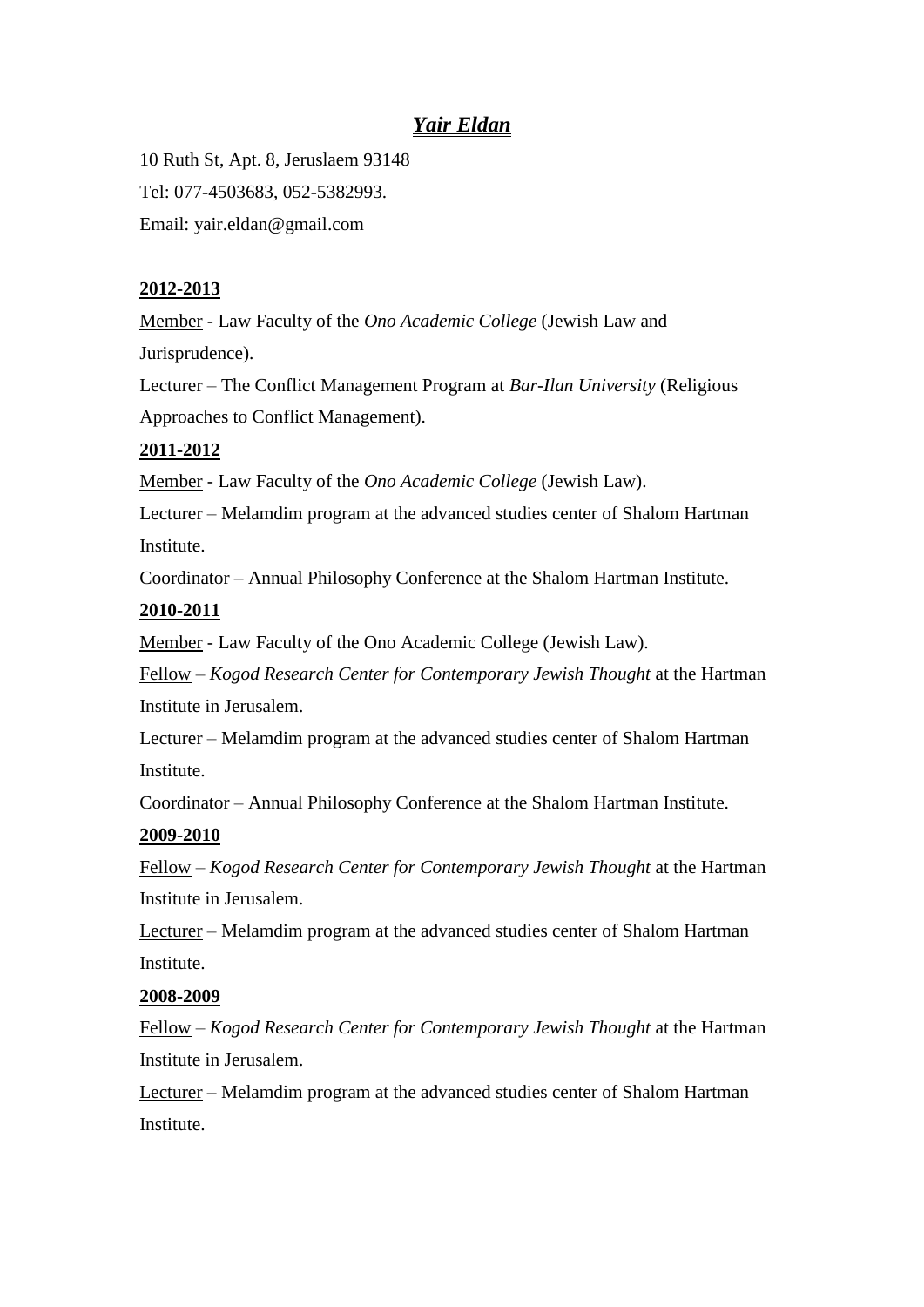# ***Yair Eldan***

10 Ruth St, Apt. 8, Jeruslaem 93148

Tel: 077-4503683, 052-5382993.

Email: yair.eldan@gmail.com

**2012-2013**

Member - Law Faculty of the *Ono Academic College* (Jewish Law and Jurisprudence).

Lecturer – The Conflict Management Program at *Bar-Ilan University* (Religious Approaches to Conflict Management).

**2011-2012**

Member - Law Faculty of the *Ono Academic College* (Jewish Law).

Lecturer – Melamdim program at the advanced studies center of Shalom Hartman Institute.

Coordinator – Annual Philosophy Conference at the Shalom Hartman Institute.

**2010-2011**

Member - Law Faculty of the Ono Academic College (Jewish Law).

Fellow – *Kogod Research Center for Contemporary Jewish Thought* at the Hartman Institute in Jerusalem.

Lecturer – Melamdim program at the advanced studies center of Shalom Hartman Institute.

Coordinator – Annual Philosophy Conference at the Shalom Hartman Institute.

**2009-2010**

Fellow – *Kogod Research Center for Contemporary Jewish Thought* at the Hartman Institute in Jerusalem.

Lecturer – Melamdim program at the advanced studies center of Shalom Hartman Institute.

**2008-2009**

Fellow – *Kogod Research Center for Contemporary Jewish Thought* at the Hartman Institute in Jerusalem.

Lecturer – Melamdim program at the advanced studies center of Shalom Hartman Institute.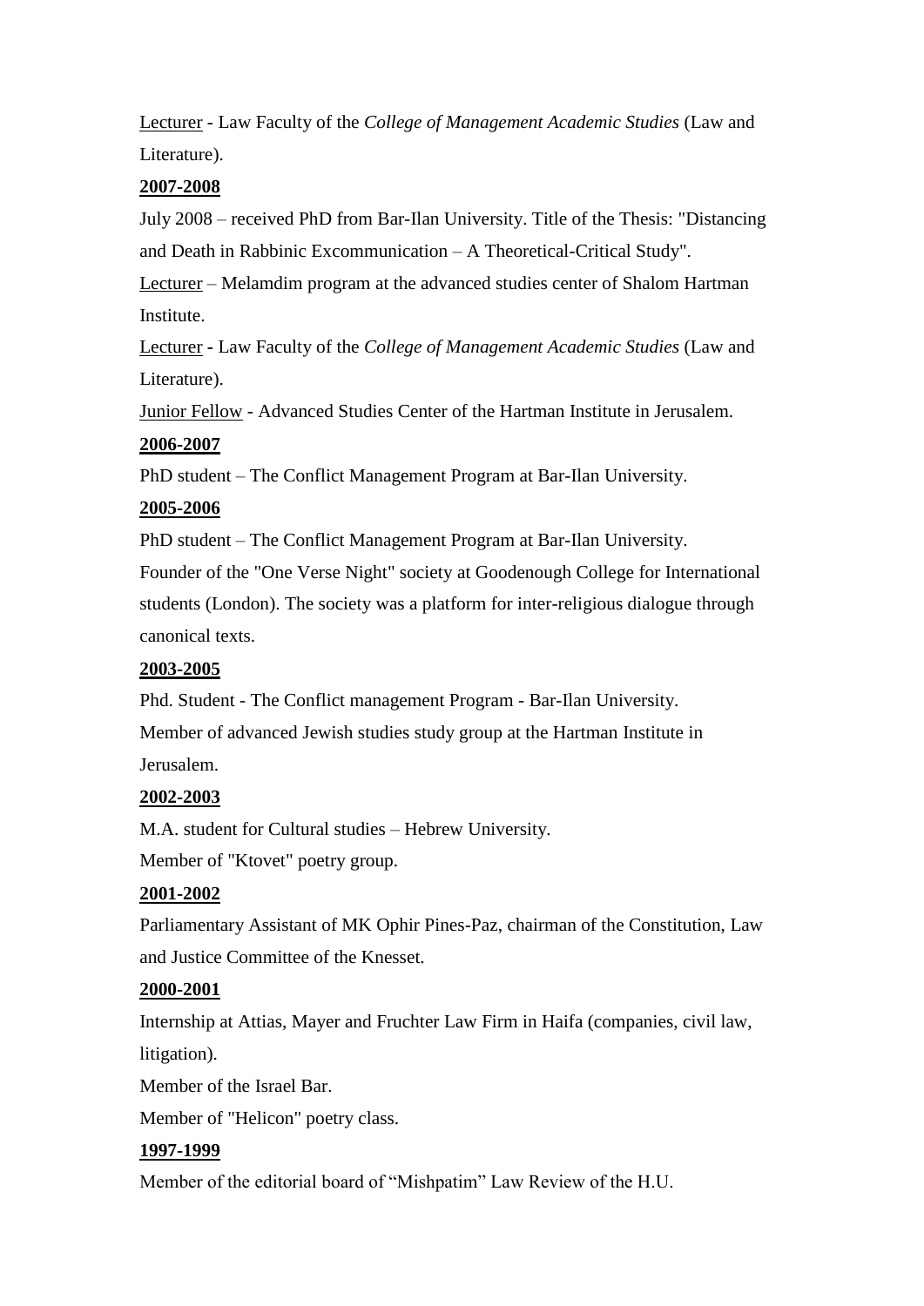<u>Lecturer</u> - Law Faculty of the *College of Management Academic Studies* (Law and Literature).

**<u>2007-2008</u>**

July 2008 – received PhD from Bar-Ilan University. Title of the Thesis: "Distancing and Death in Rabbinic Excommunication – A Theoretical-Critical Study".

<u>Lecturer</u> – Melamdim program at the advanced studies center of Shalom Hartman Institute.

<u>Lecturer</u> - Law Faculty of the *College of Management Academic Studies* (Law and Literature).

<u>Junior Fellow</u> - Advanced Studies Center of the Hartman Institute in Jerusalem.

**<u>2006-2007</u>**

PhD student – The Conflict Management Program at Bar-Ilan University.

**<u>2005-2006</u>**

PhD student – The Conflict Management Program at Bar-Ilan University.

Founder of the "One Verse Night" society at Goodenough College for International students (London). The society was a platform for inter-religious dialogue through canonical texts.

**<u>2003-2005</u>**

Phd. Student - The Conflict management Program - Bar-Ilan University.

Member of advanced Jewish studies study group at the Hartman Institute in Jerusalem.

**<u>2002-2003</u>**

M.A. student for Cultural studies – Hebrew University.

Member of "Ktovet" poetry group.

**<u>2001-2002</u>**

Parliamentary Assistant of MK Ophir Pines-Paz, chairman of the Constitution, Law and Justice Committee of the Knesset.

**<u>2000-2001</u>**

Internship at Attias, Mayer and Fruchter Law Firm in Haifa (companies, civil law, litigation).

Member of the Israel Bar.

Member of "Helicon" poetry class.

**<u>1997-1999</u>**

Member of the editorial board of "Mishpatim" Law Review of the H.U.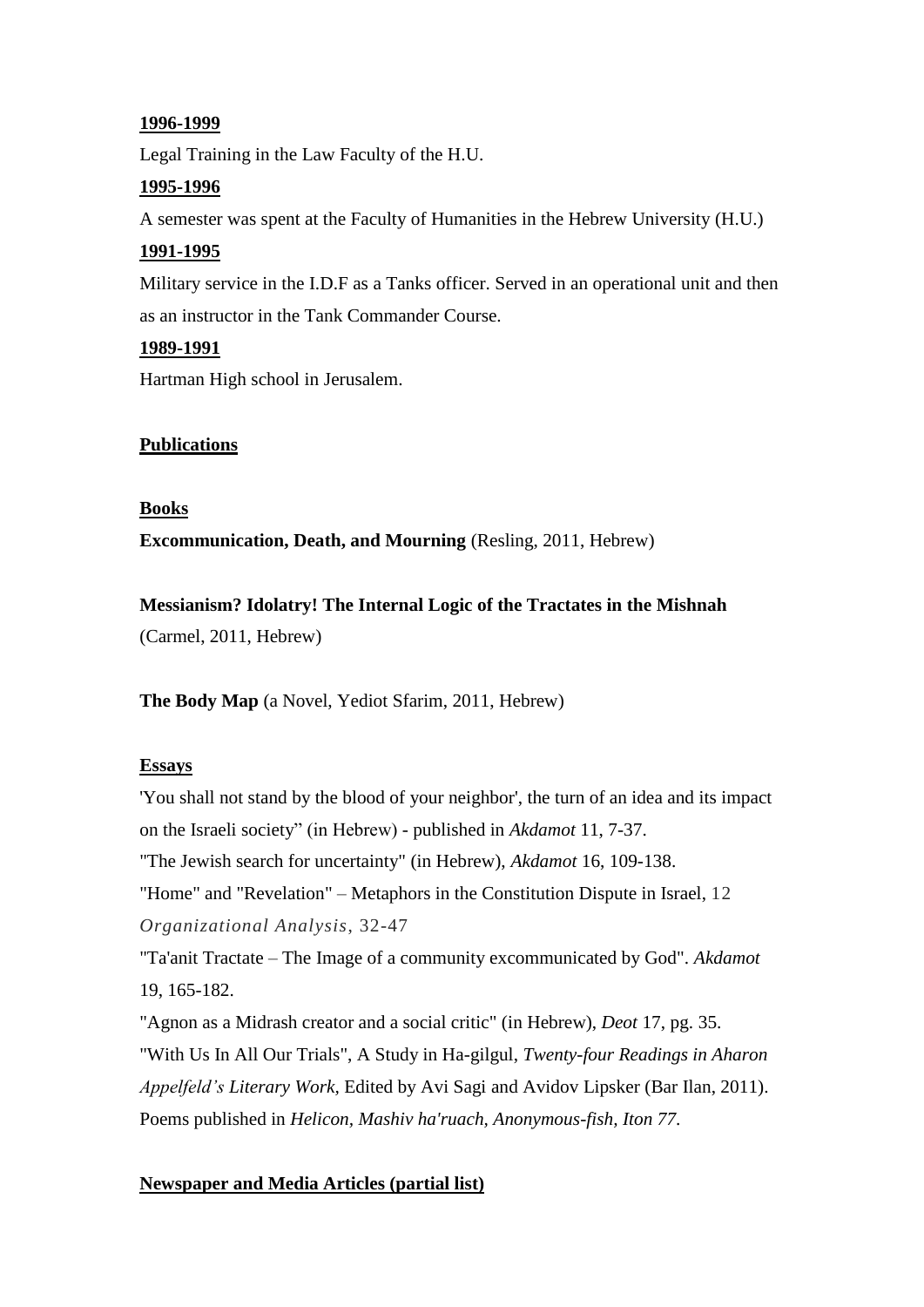**1996-1999**

Legal Training in the Law Faculty of the H.U.

**1995-1996**

A semester was spent at the Faculty of Humanities in the Hebrew University (H.U.)

**1991-1995**

Military service in the I.D.F as a Tanks officer. Served in an operational unit and then as an instructor in the Tank Commander Course.

**1989-1991**

Hartman High school in Jerusalem.

## Publications

### Books

**Excommunication, Death, and Mourning** (Resling, 2011, Hebrew)

**Messianism? Idolatry! The Internal Logic of the Tractates in the Mishnah** (Carmel, 2011, Hebrew)

**The Body Map** (a Novel, Yediot Sfarim, 2011, Hebrew)

### Essays

'You shall not stand by the blood of your neighbor', the turn of an idea and its impact on the Israeli society" (in Hebrew) - published in *Akdamot* 11, 7-37.

"The Jewish search for uncertainty" (in Hebrew), *Akdamot* 16, 109-138.

"Home" and "Revelation" – Metaphors in the Constitution Dispute in Israel, 12 *Organizational Analysis*, 32-47

"Ta'anit Tractate – The Image of a community excommunicated by God". *Akdamot* 19, 165-182.

"Agnon as a Midrash creator and a social critic" (in Hebrew), *Deot* 17, pg. 35.

"With Us In All Our Trials", A Study in Ha-gilgul, *Twenty-four Readings in Aharon Appelfeld's Literary Work*, Edited by Avi Sagi and Avidov Lipsker (Bar Ilan, 2011).

Poems published in *Helicon, Mashiv ha'ruach, Anonymous-fish, Iton 77*.

### Newspaper and Media Articles (partial list)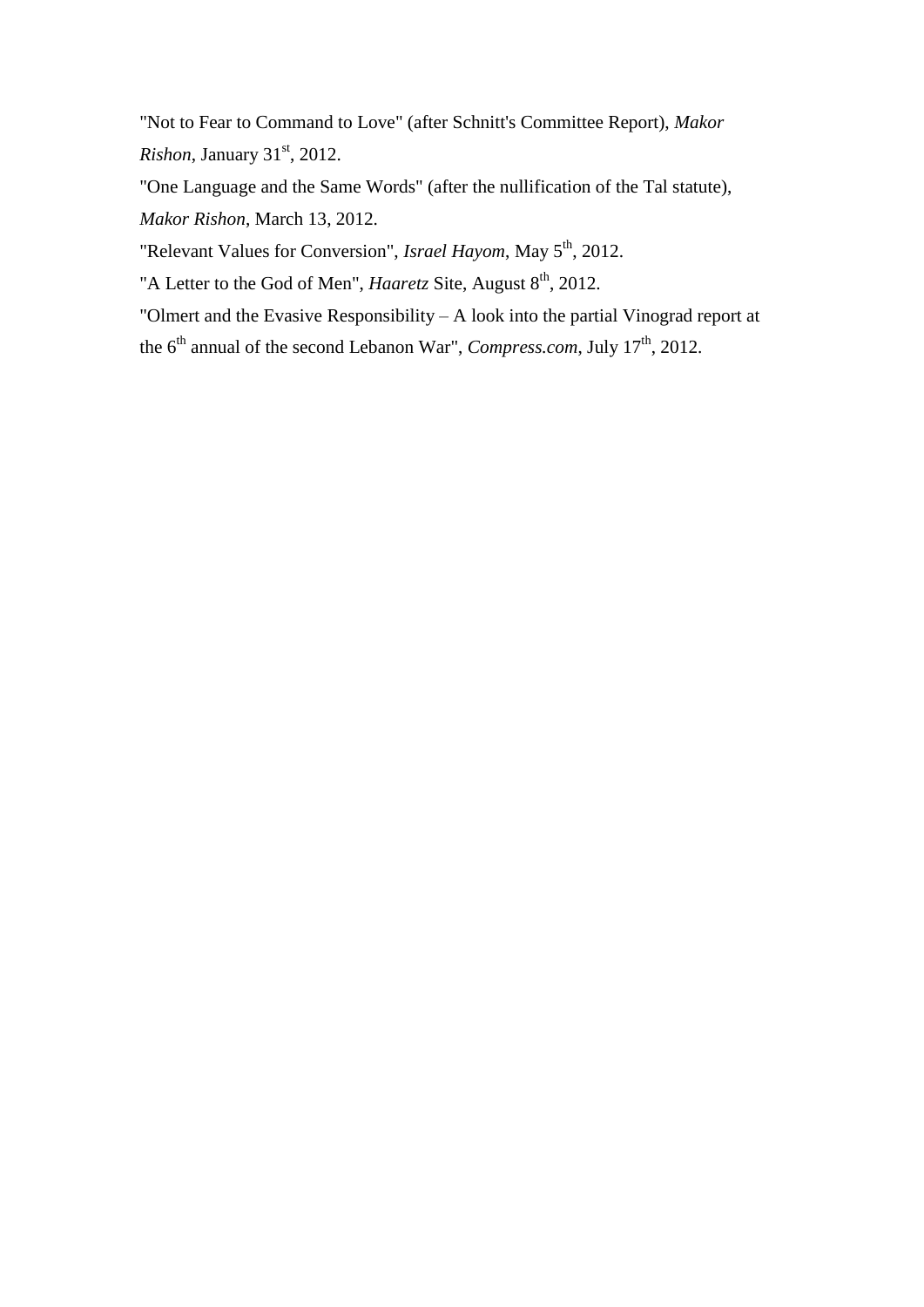"Not to Fear to Command to Love" (after Schnitt's Committee Report), *Makor Rishon*, January 31st, 2012.

"One Language and the Same Words" (after the nullification of the Tal statute), *Makor Rishon*, March 13, 2012.

"Relevant Values for Conversion", *Israel Hayom*, May 5th, 2012.

"A Letter to the God of Men", *Haaretz* Site, August 8th, 2012.

"Olmert and the Evasive Responsibility – A look into the partial Vinograd report at the 6th annual of the second Lebanon War", *Compress.com*, July 17th, 2012.